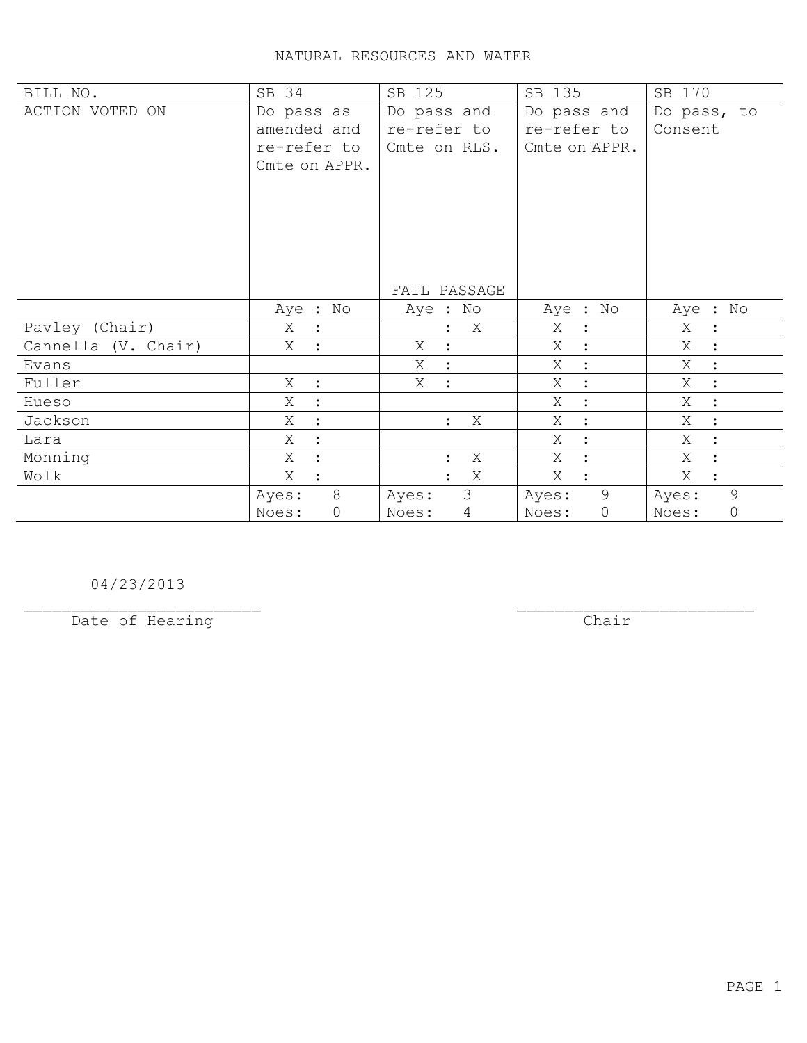# NATURAL RESOURCES AND WATER

| BILL NO. | SB 34 | SB 125 | SB 135 | SB 170 |
|---|---|---|---|---|
| ACTION VOTED ON | Do pass as amended and re-refer to Cmte on APPR. | Do pass and re-refer to Cmte on RLS. FAIL PASSAGE | Do pass and re-refer to Cmte on APPR. | Do pass, to Consent |
| | Aye : No | Aye : No | Aye : No | Aye : No |
| Pavley (Chair) | X : | : X | X : | X : |
| Cannella (V. Chair) | X : | X : | X : | X : |
| Evans | | X : | X : | X : |
| Fuller | X : | X : | X : | X : |
| Hueso | X : | | X : | X : |
| Jackson | X : | : X | X : | X : |
| Lara | X : | | X : | X : |
| Monning | X : | : X | X : | X : |
| Wolk | X : | : X | X : | X : |
| | Ayes: 8 Noes: 0 | Ayes: 3 Noes: 4 | Ayes: 9 Noes: 0 | Ayes: 9 Noes: 0 |

04/23/2013
________________________
Date of Hearing

________________________
Chair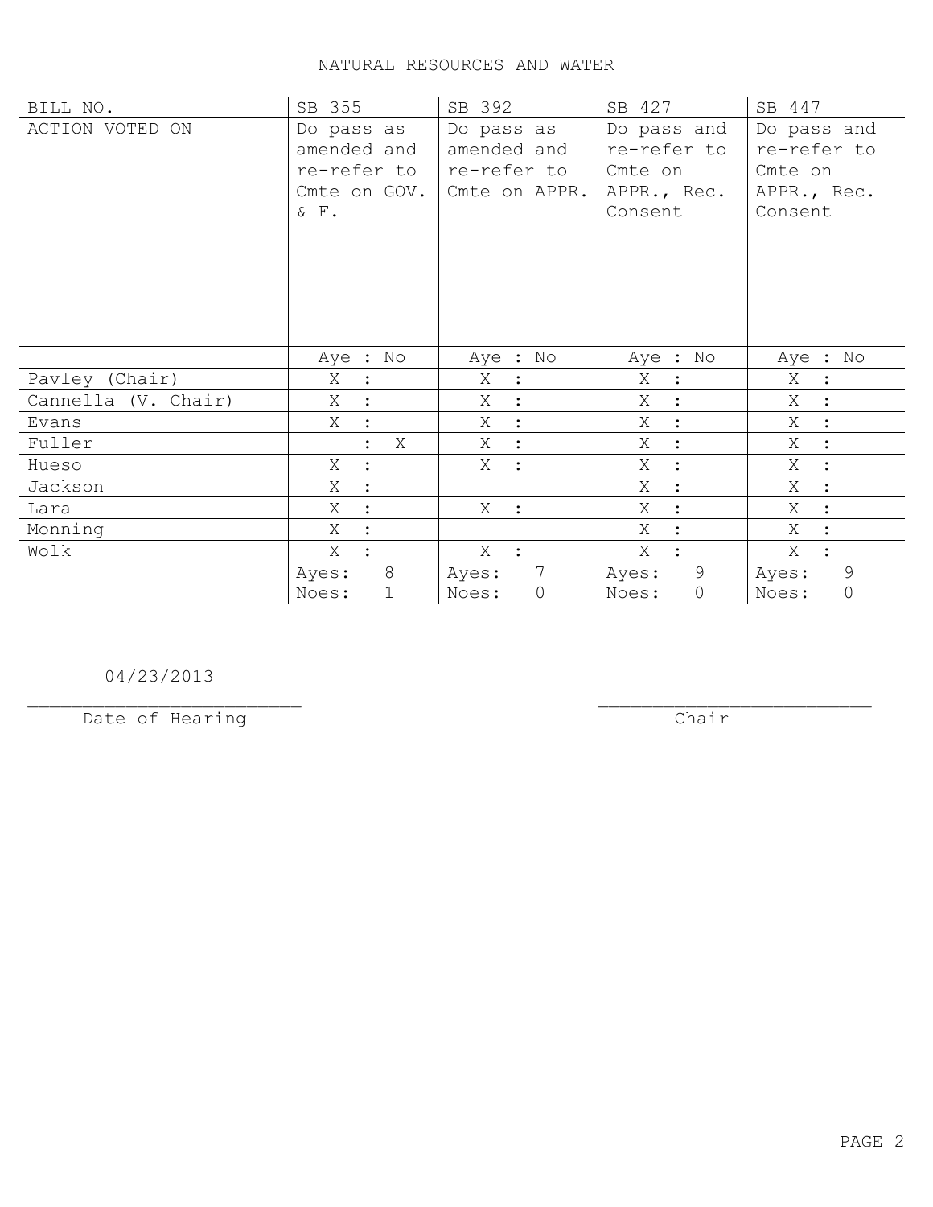# NATURAL RESOURCES AND WATER

| BILL NO. | SB 355 | SB 392 | SB 427 | SB 447 |
|---|---|---|---|---|
| ACTION VOTED ON | Do pass as amended and re-refer to Cmte on GOV. & F. | Do pass as amended and re-refer to Cmte on APPR. | Do pass and re-refer to Cmte on APPR., Rec. Consent | Do pass and re-refer to Cmte on APPR., Rec. Consent |
| | Aye : No | Aye : No | Aye : No | Aye : No |
| Pavley (Chair) | X : | X : | X : | X : |
| Cannella (V. Chair) | X : | X : | X : | X : |
| Evans | X : | X : | X : | X : |
| Fuller | : X | X : | X : | X : |
| Hueso | X : | X : | X : | X : |
| Jackson | X : | | X : | X : |
| Lara | X : | X : | X : | X : |
| Monning | X : | | X : | X : |
| Wolk | X : | X : | X : | X : |
| | Ayes: 8 Noes: 1 | Ayes: 7 Noes: 0 | Ayes: 9 Noes: 0 | Ayes: 9 Noes: 0 |

04/23/2013
________________________
Date of Hearing

________________________
Chair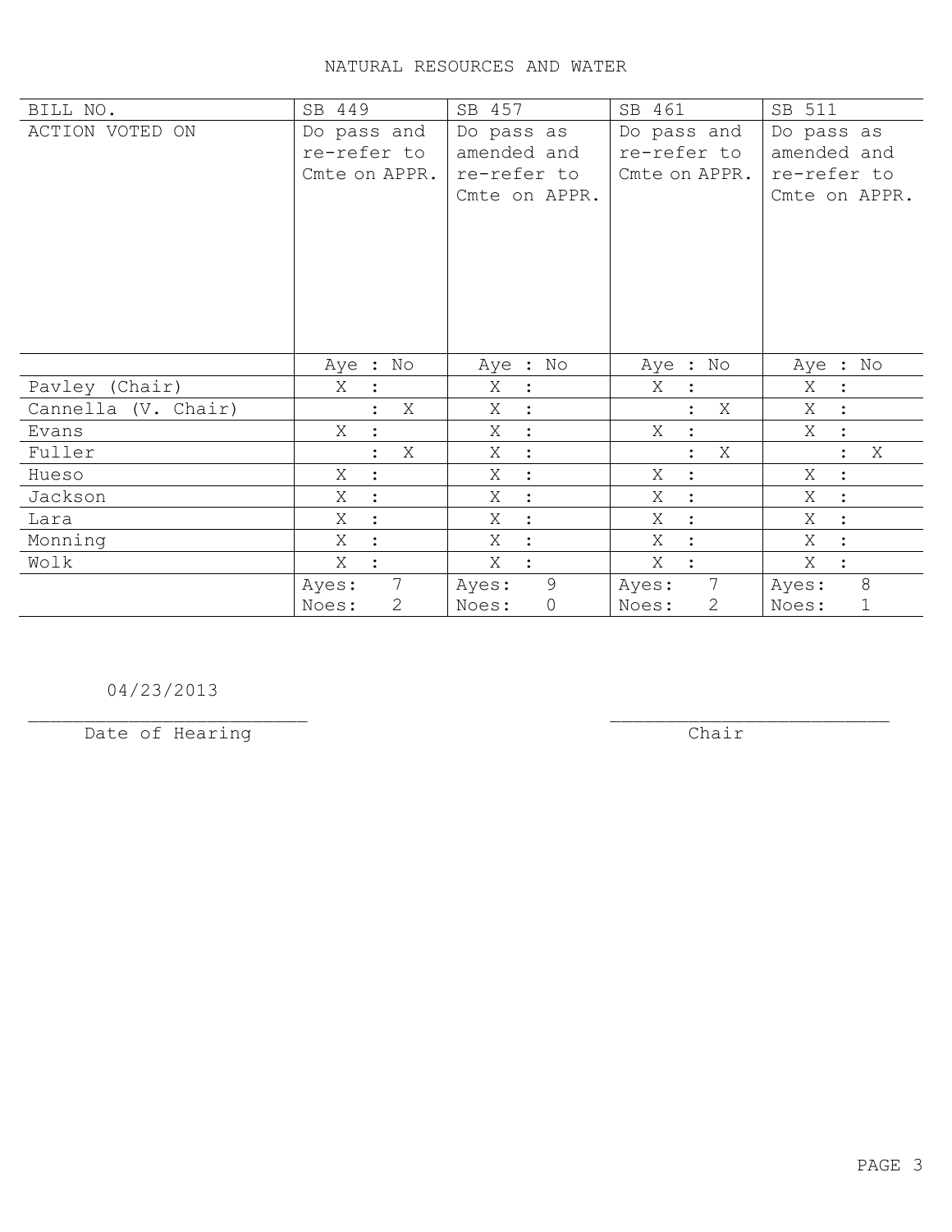# NATURAL RESOURCES AND WATER

| BILL NO. | SB 449 | | SB 457 | | SB 461 | | SB 511 | |
|---|---|---|---|---|---|---|---|---|
| ACTION VOTED ON | Do pass and re-refer to Cmte on APPR. | | Do pass as amended and re-refer to Cmte on APPR. | | Do pass and re-refer to Cmte on APPR. | | Do pass as amended and re-refer to Cmte on APPR. | |
| | Aye | No | Aye | No | Aye | No | Aye | No |
| Pavley (Chair) | X | | X | | X | | X | |
| Cannella (V. Chair) | | X | X | | | X | X | |
| Evans | X | | X | | X | | X | |
| Fuller | | X | X | | | X | | X |
| Hueso | X | | X | | X | | X | |
| Jackson | X | | X | | X | | X | |
| Lara | X | | X | | X | | X | |
| Monning | X | | X | | X | | X | |
| Wolk | X | | X | | X | | X | |
| | Ayes: 7 | Noes: 2 | Ayes: 9 | Noes: 0 | Ayes: 7 | Noes: 2 | Ayes: 8 | Noes: 1 |

04/23/2013
_________________________
Date of Hearing

_________________________
Chair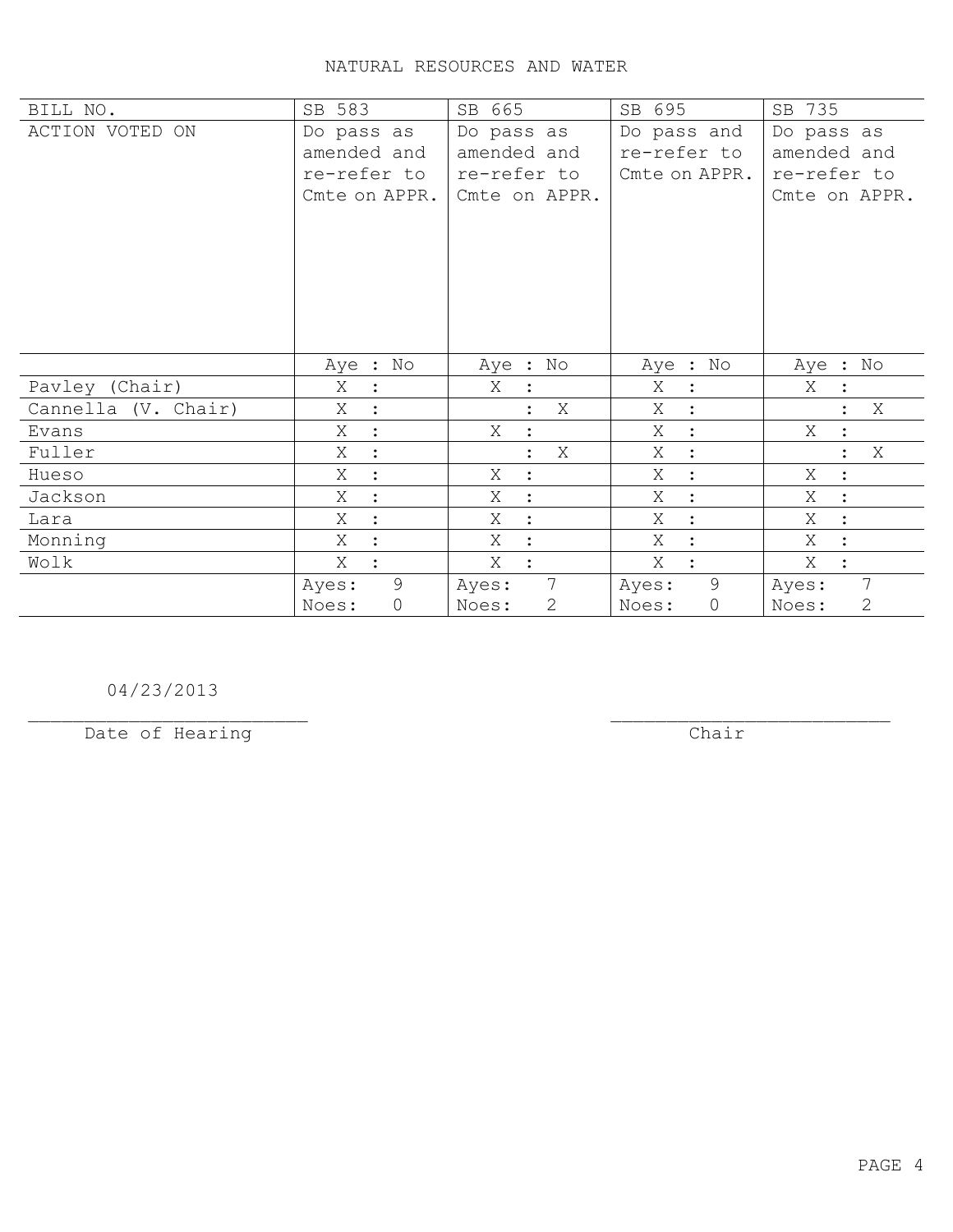# NATURAL RESOURCES AND WATER

| BILL NO. | SB 583 | SB 665 | SB 695 | SB 735 |
|---|---|---|---|---|
| ACTION VOTED ON | Do pass as amended and re-refer to Cmte on APPR. | Do pass as amended and re-refer to Cmte on APPR. | Do pass and re-refer to Cmte on APPR. | Do pass as amended and re-refer to Cmte on APPR. |
| | Aye : No | Aye : No | Aye : No | Aye : No |
| Pavley (Chair) | X : | X : | X : | X : |
| Cannella (V. Chair) | X : | : X | X : | : X |
| Evans | X : | X : | X : | X : |
| Fuller | X : | : X | X : | : X |
| Hueso | X : | X : | X : | X : |
| Jackson | X : | X : | X : | X : |
| Lara | X : | X : | X : | X : |
| Monning | X : | X : | X : | X : |
| Wolk | X : | X : | X : | X : |
| | Ayes: 9<br>Noes: 0 | Ayes: 7<br>Noes: 2 | Ayes: 9<br>Noes: 0 | Ayes: 7<br>Noes: 2 |

04/23/2013

_________________________
Date of Hearing

_________________________
Chair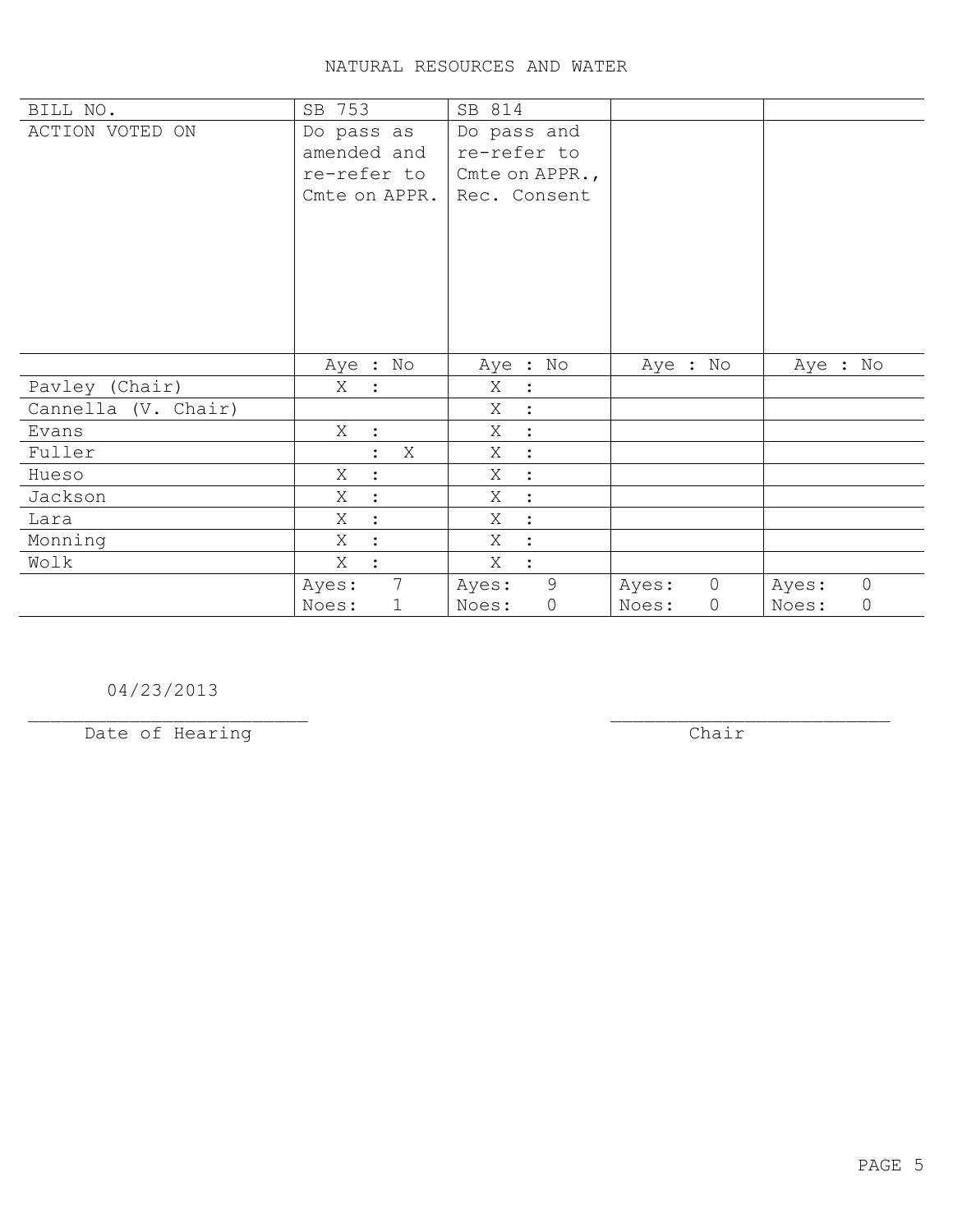NATURAL RESOURCES AND WATER

| BILL NO. | SB 753 | SB 814 | | |
|---|---|---|---|---|
| ACTION VOTED ON | Do pass as amended and re-refer to Cmte on APPR. | Do pass and re-refer to Cmte on APPR., Rec. Consent | | |
| | Aye : No | Aye : No | Aye : No | Aye : No |
| Pavley (Chair) | X : | X : | | |
| Cannella (V. Chair) | | X : | | |
| Evans | X : | X : | | |
| Fuller | : X | X : | | |
| Hueso | X : | X : | | |
| Jackson | X : | X : | | |
| Lara | X : | X : | | |
| Monning | X : | X : | | |
| Wolk | X : | X : | | |
| | Ayes: 7<br>Noes: 1 | Ayes: 9<br>Noes: 0 | Ayes: 0<br>Noes: 0 | Ayes: 0<br>Noes: 0 |

04/23/2013
_________________________
Date of Hearing

_________________________
Chair